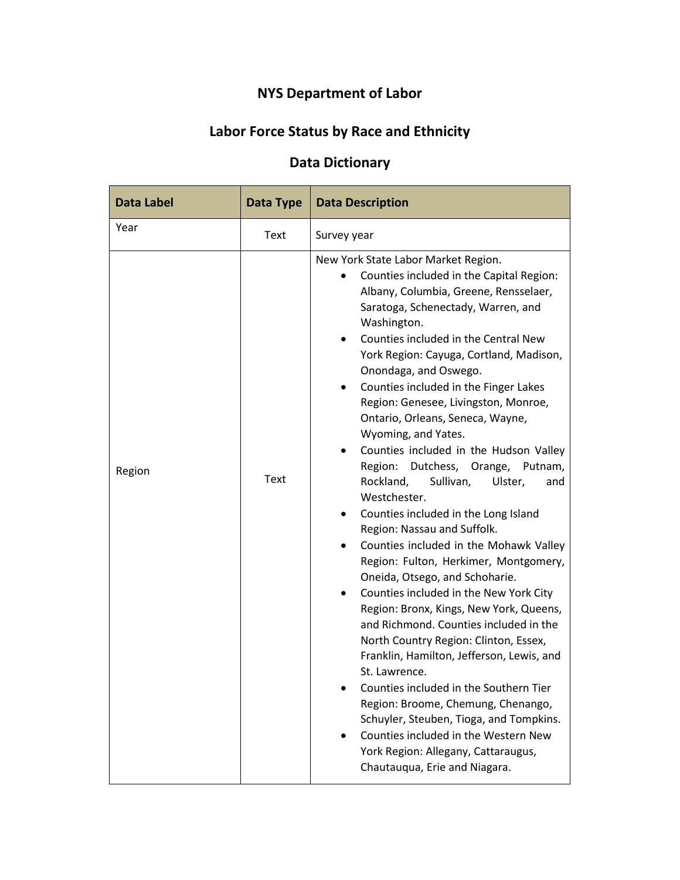# NYS Department of Labor

## Labor Force Status by Race and Ethnicity

## Data Dictionary

| Data Label | Data Type | Data Description |
|---|---|---|
| Year | Text | Survey year |
| Region | Text | New York State Labor Market Region.<br>• Counties included in the Capital Region: Albany, Columbia, Greene, Rensselaer, Saratoga, Schenectady, Warren, and Washington.<br>• Counties included in the Central New York Region: Cayuga, Cortland, Madison, Onondaga, and Oswego.<br>• Counties included in the Finger Lakes Region: Genesee, Livingston, Monroe, Ontario, Orleans, Seneca, Wayne, Wyoming, and Yates.<br>• Counties included in the Hudson Valley Region: Dutchess, Orange, Putnam, Rockland, Sullivan, Ulster, and Westchester.<br>• Counties included in the Long Island Region: Nassau and Suffolk.<br>• Counties included in the Mohawk Valley Region: Fulton, Herkimer, Montgomery, Oneida, Otsego, and Schoharie.<br>• Counties included in the New York City Region: Bronx, Kings, New York, Queens, and Richmond. Counties included in the North Country Region: Clinton, Essex, Franklin, Hamilton, Jefferson, Lewis, and St. Lawrence.<br>• Counties included in the Southern Tier Region: Broome, Chemung, Chenango, Schuyler, Steuben, Tioga, and Tompkins.<br>• Counties included in the Western New York Region: Allegany, Cattaraugus, Chautauqua, Erie and Niagara. |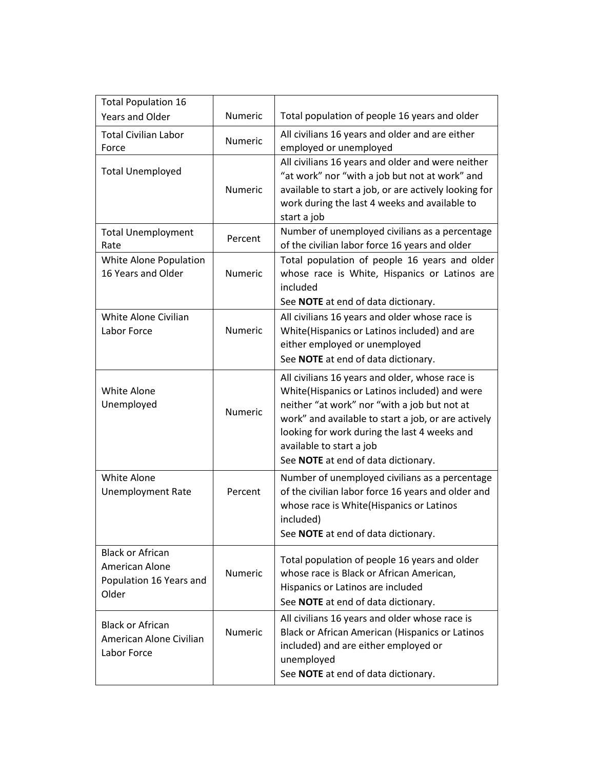| Total Population 16 Years and Older | Numeric | Total population of people 16 years and older |
|---|---|---|
| Total Civilian Labor Force | Numeric | All civilians 16 years and older and are either employed or unemployed |
| Total Unemployed | Numeric | All civilians 16 years and older and were neither "at work" nor "with a job but not at work" and available to start a job, or are actively looking for work during the last 4 weeks and available to start a job |
| Total Unemployment Rate | Percent | Number of unemployed civilians as a percentage of the civilian labor force 16 years and older |
| White Alone Population 16 Years and Older | Numeric | Total population of people 16 years and older whose race is White, Hispanics or Latinos are included<br>See **NOTE** at end of data dictionary. |
| White Alone Civilian Labor Force | Numeric | All civilians 16 years and older whose race is White(Hispanics or Latinos included) and are either employed or unemployed<br>See **NOTE** at end of data dictionary. |
| White Alone Unemployed | Numeric | All civilians 16 years and older, whose race is White(Hispanics or Latinos included) and were neither "at work" nor "with a job but not at work" and available to start a job, or are actively looking for work during the last 4 weeks and available to start a job<br>See **NOTE** at end of data dictionary. |
| White Alone Unemployment Rate | Percent | Number of unemployed civilians as a percentage of the civilian labor force 16 years and older and whose race is White(Hispanics or Latinos included)<br>See **NOTE** at end of data dictionary. |
| Black or African American Alone Population 16 Years and Older | Numeric | Total population of people 16 years and older whose race is Black or African American, Hispanics or Latinos are included<br>See **NOTE** at end of data dictionary. |
| Black or African American Alone Civilian Labor Force | Numeric | All civilians 16 years and older whose race is Black or African American (Hispanics or Latinos included) and are either employed or unemployed<br>See **NOTE** at end of data dictionary. |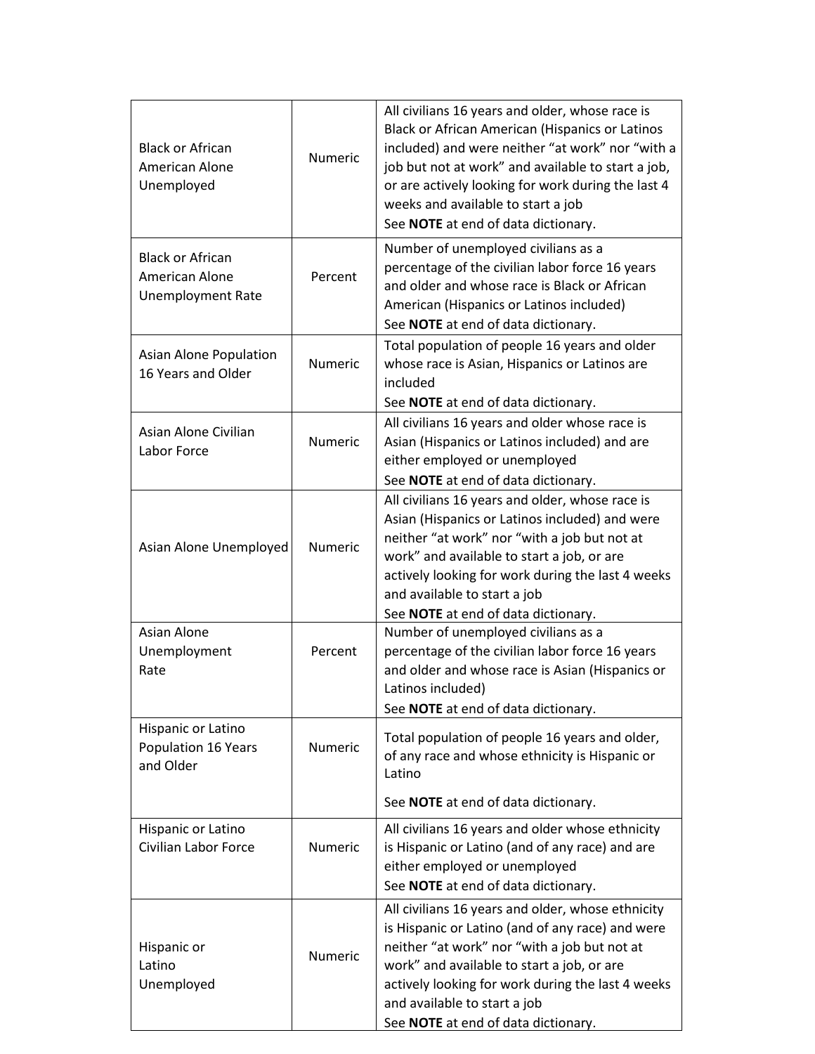| | | |
|---|---|---|
| Black or African American Alone Unemployed | Numeric | All civilians 16 years and older, whose race is Black or African American (Hispanics or Latinos included) and were neither "at work" nor "with a job but not at work" and available to start a job, or are actively looking for work during the last 4 weeks and available to start a job<br>See **NOTE** at end of data dictionary. |
| Black or African American Alone Unemployment Rate | Percent | Number of unemployed civilians as a percentage of the civilian labor force 16 years and older and whose race is Black or African American (Hispanics or Latinos included)<br>See **NOTE** at end of data dictionary. |
| Asian Alone Population 16 Years and Older | Numeric | Total population of people 16 years and older whose race is Asian, Hispanics or Latinos are included<br>See **NOTE** at end of data dictionary. |
| Asian Alone Civilian Labor Force | Numeric | All civilians 16 years and older whose race is Asian (Hispanics or Latinos included) and are either employed or unemployed<br>See **NOTE** at end of data dictionary. |
| Asian Alone Unemployed | Numeric | All civilians 16 years and older, whose race is Asian (Hispanics or Latinos included) and were neither "at work" nor "with a job but not at work" and available to start a job, or are actively looking for work during the last 4 weeks and available to start a job<br>See **NOTE** at end of data dictionary. |
| Asian Alone Unemployment Rate | Percent | Number of unemployed civilians as a percentage of the civilian labor force 16 years and older and whose race is Asian (Hispanics or Latinos included)<br>See **NOTE** at end of data dictionary. |
| Hispanic or Latino Population 16 Years and Older | Numeric | Total population of people 16 years and older, of any race and whose ethnicity is Hispanic or Latino<br>See **NOTE** at end of data dictionary. |
| Hispanic or Latino Civilian Labor Force | Numeric | All civilians 16 years and older whose ethnicity is Hispanic or Latino (and of any race) and are either employed or unemployed<br>See **NOTE** at end of data dictionary. |
| Hispanic or Latino Unemployed | Numeric | All civilians 16 years and older, whose ethnicity is Hispanic or Latino (and of any race) and were neither "at work" nor "with a job but not at work" and available to start a job, or are actively looking for work during the last 4 weeks and available to start a job<br>See **NOTE** at end of data dictionary. |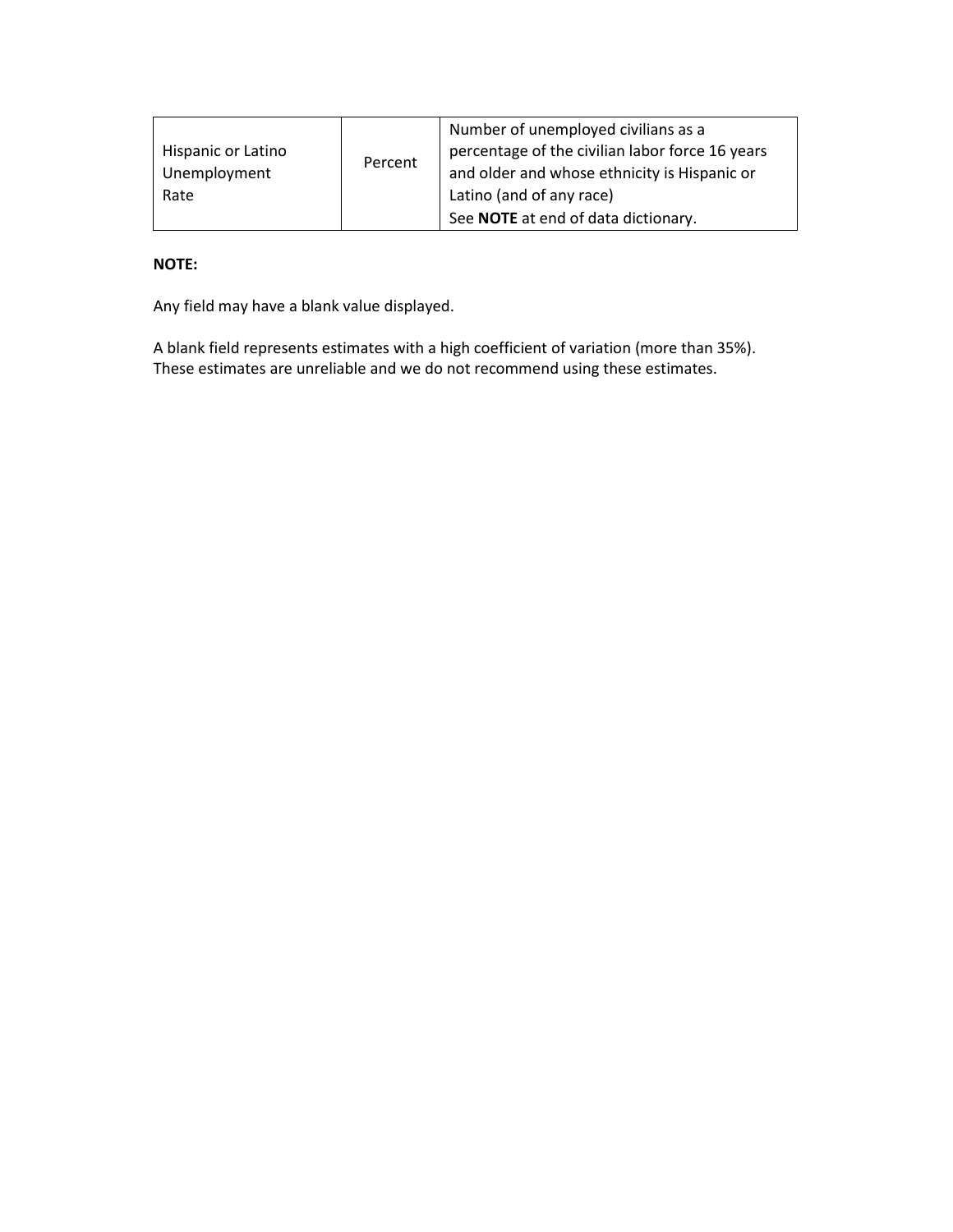| | | |
|---|---|---|
| Hispanic or Latino Unemployment Rate | Percent | Number of unemployed civilians as a percentage of the civilian labor force 16 years and older and whose ethnicity is Hispanic or Latino (and of any race)<br>See **NOTE** at end of data dictionary. |

**NOTE:**

Any field may have a blank value displayed.

A blank field represents estimates with a high coefficient of variation (more than 35%). These estimates are unreliable and we do not recommend using these estimates.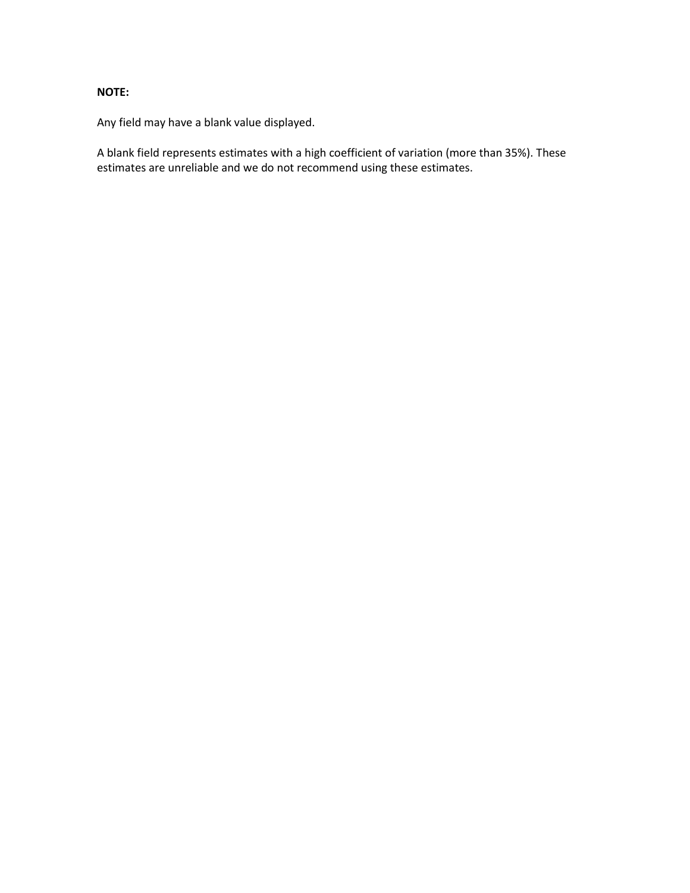**NOTE:**

Any field may have a blank value displayed.

A blank field represents estimates with a high coefficient of variation (more than 35%). These estimates are unreliable and we do not recommend using these estimates.